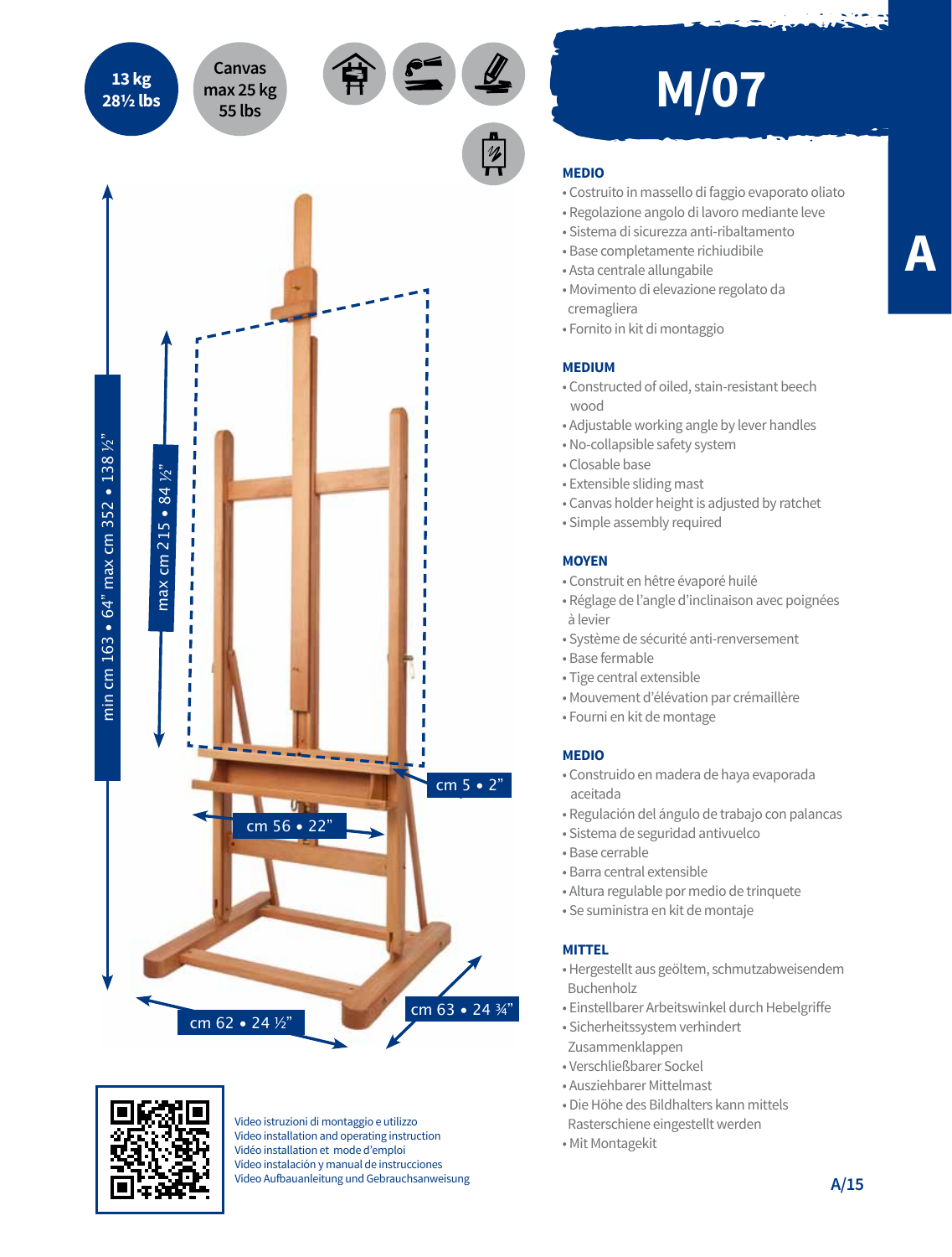13 kg
28½ lbs

Canvas
max 25 kg
55 lbs

# M/07

A

### MEDIO

- Costruito in massello di faggio evaporato oliato
- Regolazione angolo di lavoro mediante leve
- Sistema di sicurezza anti-ribaltamento
- Base completamente richiudibile
- Asta centrale allungabile
- Movimento di elevazione regolato da cremagliera
- Fornito in kit di montaggio

### MEDIUM

- Constructed of oiled, stain-resistant beech wood
- Adjustable working angle by lever handles
- No-collapsible safety system
- Closable base
- Extensible sliding mast
- Canvas holder height is adjusted by ratchet
- Simple assembly required

### MOYEN

- Construit en hêtre évaporé huilé
- Réglage de l'angle d'inclinaison avec poignées à levier
- Système de sécurité anti-renversement
- Base fermable
- Tige central extensible
- Mouvement d'élévation par crémaillère
- Fourni en kit de montage

### MEDIO

- Construido en madera de haya evaporada aceitada
- Regulación del ángulo de trabajo con palancas
- Sistema de seguridad antivuelco
- Base cerrable
- Barra central extensible
- Altura regulable por medio de trinquete
- Se suministra en kit de montaje

### MITTEL

- Hergestellt aus geöltem, schmutzabweisendem Buchenholz
- Einstellbarer Arbeitswinkel durch Hebelgriffe
- Sicherheitssystem verhindert Zusammenklappen
- Verschließbarer Sockel
- Ausziehbarer Mittelmast
- Die Höhe des Bildhalters kann mittels Rasterschiene eingestellt werden
- Mit Montagekit

min cm 163 • 64" max cm 352 • 138 ½"

max cm 215 • 84 ½"

cm 5 • 2"

cm 56 • 22"

cm 62 • 24 ½"

cm 63 • 24 ¾"

Video istruzioni di montaggio e utilizzo
Video installation and operating instruction
Vidéo installation et mode d'emploi
Vídeo instalación y manual de instrucciones
Video Aufbauanleitung und Gebrauchsanweisung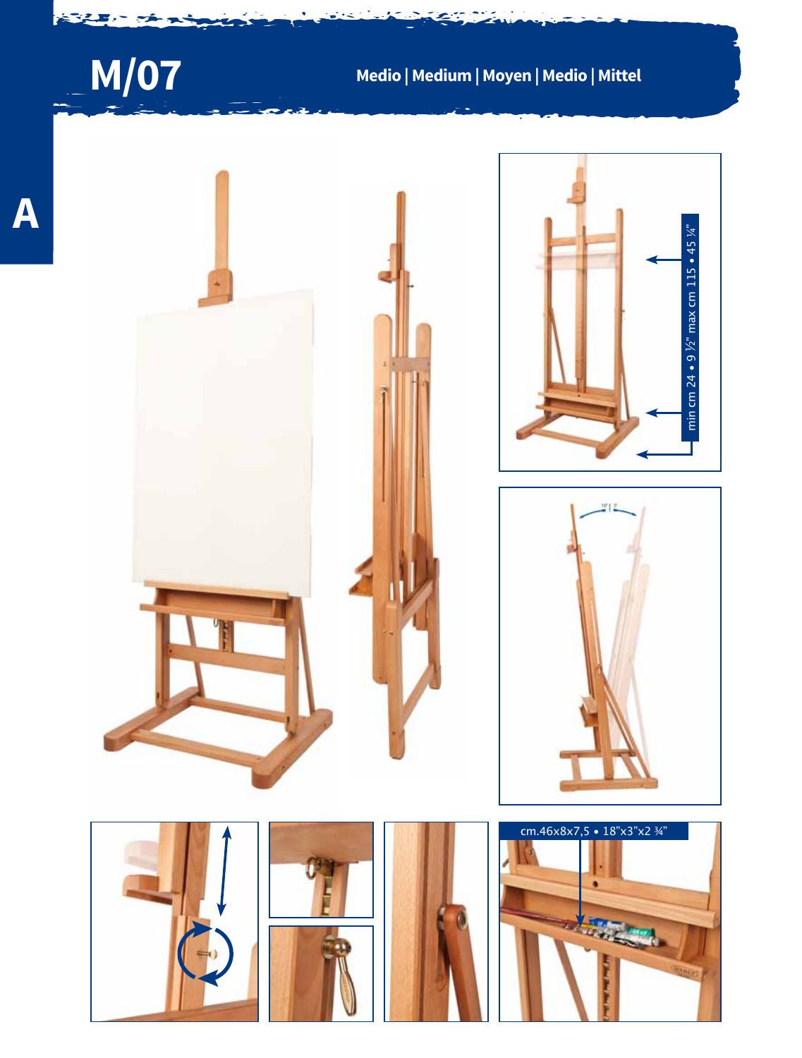# M/07

**Medio | Medium | Moyen | Medio | Mittel**

A

min cm 24 • 9 ½" max cm 115 • 45 ¼"

cm.46x8x7,5 • 18"x3"x2 ¾"